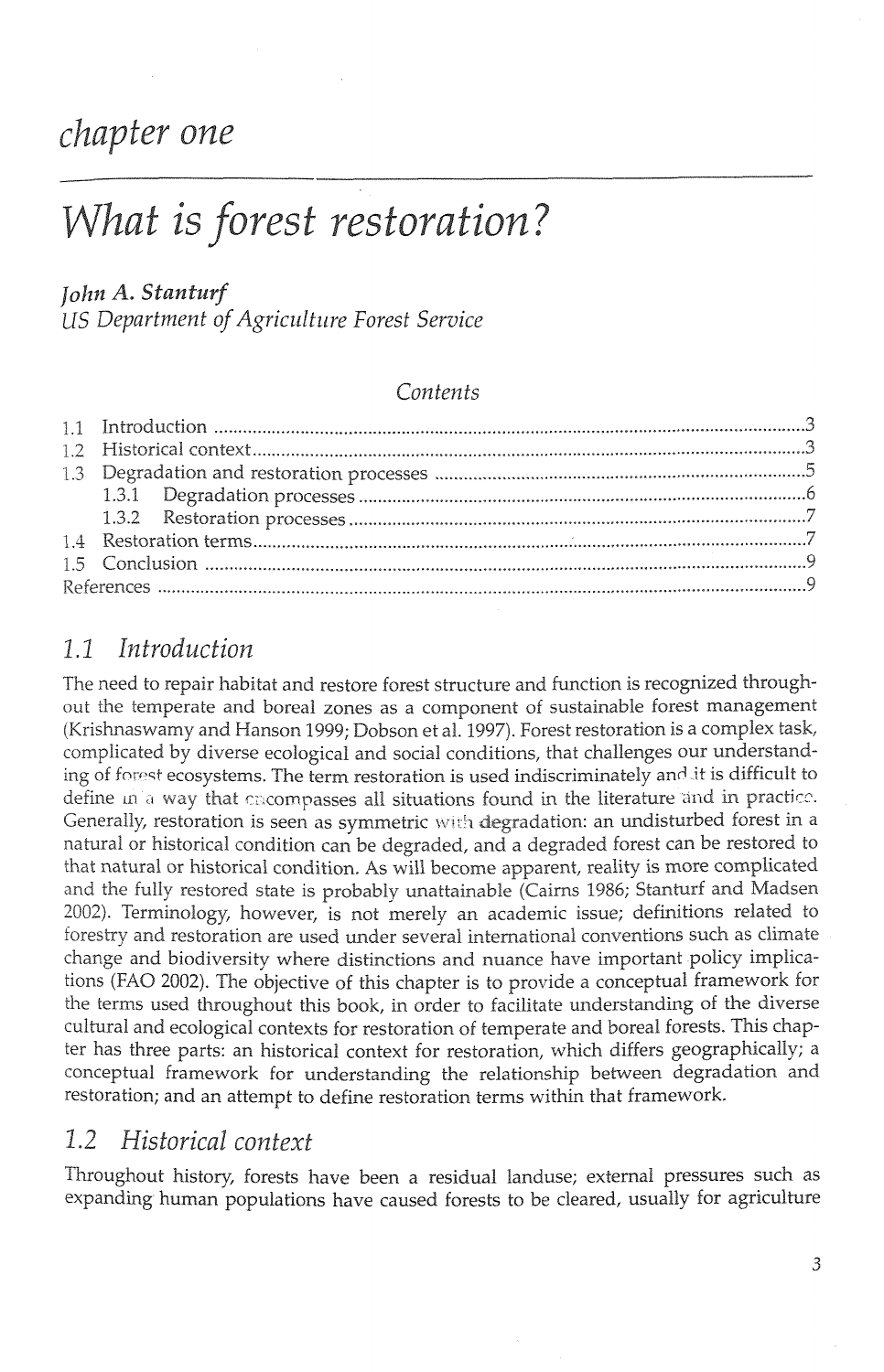# chapter one

# What is forest restoration?

***John A. Stanturf***
*US Department of Agriculture Forest Service*

*Contents*

1.1 Introduction ....................................................................................................................3
1.2 Historical context.............................................................................................................3
1.3 Degradation and restoration processes ..........................................................................5
  1.3.1 Degradation processes .............................................................................................6
  1.3.2 Restoration processes ...............................................................................................7
1.4 Restoration terms..............................................................................................................7
1.5 Conclusion ........................................................................................................................9
References .............................................................................................................................9

## 1.1 Introduction

The need to repair habitat and restore forest structure and function is recognized throughout the temperate and boreal zones as a component of sustainable forest management (Krishnaswamy and Hanson 1999; Dobson et al. 1997). Forest restoration is a complex task, complicated by diverse ecological and social conditions, that challenges our understanding of forest ecosystems. The term restoration is used indiscriminately and it is difficult to define in a way that encompasses all situations found in the literature and in practice. Generally, restoration is seen as symmetric with degradation: an undisturbed forest in a natural or historical condition can be degraded, and a degraded forest can be restored to that natural or historical condition. As will become apparent, reality is more complicated and the fully restored state is probably unattainable (Cairns 1986; Stanturf and Madsen 2002). Terminology, however, is not merely an academic issue; definitions related to forestry and restoration are used under several international conventions such as climate change and biodiversity where distinctions and nuance have important policy implications (FAO 2002). The objective of this chapter is to provide a conceptual framework for the terms used throughout this book, in order to facilitate understanding of the diverse cultural and ecological contexts for restoration of temperate and boreal forests. This chapter has three parts: an historical context for restoration, which differs geographically; a conceptual framework for understanding the relationship between degradation and restoration; and an attempt to define restoration terms within that framework.

## 1.2 Historical context

Throughout history, forests have been a residual landuse; external pressures such as expanding human populations have caused forests to be cleared, usually for agriculture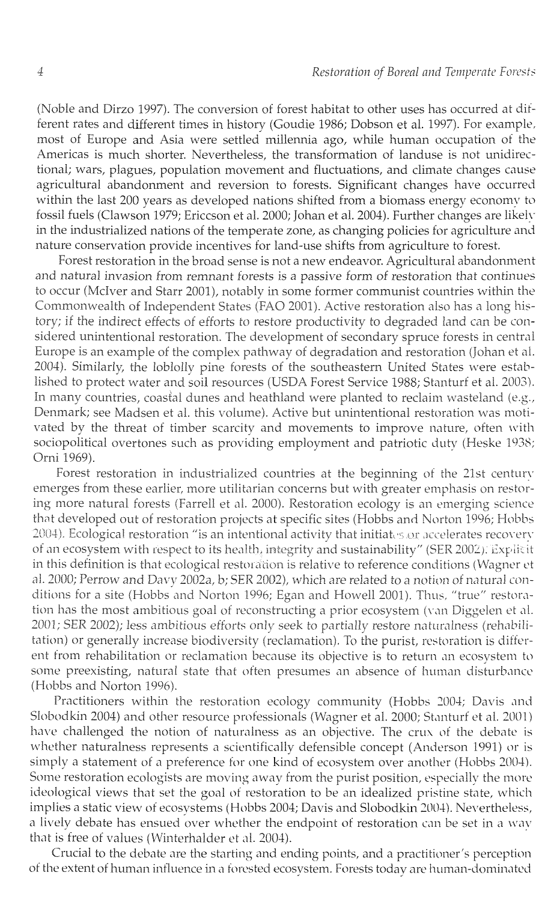(Noble and Dirzo 1997). The conversion of forest habitat to other uses has occurred at different rates and different times in history (Goudie 1986; Dobson et al. 1997). For example, most of Europe and Asia were settled millennia ago, while human occupation of the Americas is much shorter. Nevertheless, the transformation of landuse is not unidirectional; wars, plagues, population movement and fluctuations, and climate changes cause agricultural abandonment and reversion to forests. Significant changes have occurred within the last 200 years as developed nations shifted from a biomass energy economy to fossil fuels (Clawson 1979; Ericcson et al. 2000; Johan et al. 2004). Further changes are likely in the industrialized nations of the temperate zone, as changing policies for agriculture and nature conservation provide incentives for land-use shifts from agriculture to forest.

Forest restoration in the broad sense is not a new endeavor. Agricultural abandonment and natural invasion from remnant forests is a passive form of restoration that continues to occur (McIver and Starr 2001), notably in some former communist countries within the Commonwealth of Independent States (FAO 2001). Active restoration also has a long history; if the indirect effects of efforts to restore productivity to degraded land can be considered unintentional restoration. The development of secondary spruce forests in central Europe is an example of the complex pathway of degradation and restoration (Johan et al. 2004). Similarly, the loblolly pine forests of the southeastern United States were established to protect water and soil resources (USDA Forest Service 1988; Stanturf et al. 2003). In many countries, coastal dunes and heathland were planted to reclaim wasteland (e.g., Denmark; see Madsen et al. this volume). Active but unintentional restoration was motivated by the threat of timber scarcity and movements to improve nature, often with sociopolitical overtones such as providing employment and patriotic duty (Heske 1938; Orni 1969).

Forest restoration in industrialized countries at the beginning of the 21st century emerges from these earlier, more utilitarian concerns but with greater emphasis on restoring more natural forests (Farrell et al. 2000). Restoration ecology is an emerging science that developed out of restoration projects at specific sites (Hobbs and Norton 1996; Hobbs 2004). Ecological restoration "is an intentional activity that initiates or accelerates recovery of an ecosystem with respect to its health, integrity and sustainability" (SER 2002). Explicit in this definition is that ecological restoration is relative to reference conditions (Wagner et al. 2000; Perrow and Davy 2002a, b; SER 2002), which are related to a notion of natural conditions for a site (Hobbs and Norton 1996; Egan and Howell 2001). Thus, "true" restoration has the most ambitious goal of reconstructing a prior ecosystem (van Diggelen et al. 2001; SER 2002); less ambitious efforts only seek to partially restore naturalness (rehabilitation) or generally increase biodiversity (reclamation). To the purist, restoration is different from rehabilitation or reclamation because its objective is to return an ecosystem to some preexisting, natural state that often presumes an absence of human disturbance (Hobbs and Norton 1996).

Practitioners within the restoration ecology community (Hobbs 2004; Davis and Slobodkin 2004) and other resource professionals (Wagner et al. 2000; Stanturf et al. 2001) have challenged the notion of naturalness as an objective. The crux of the debate is whether naturalness represents a scientifically defensible concept (Anderson 1991) or is simply a statement of a preference for one kind of ecosystem over another (Hobbs 2004). Some restoration ecologists are moving away from the purist position, especially the more ideological views that set the goal of restoration to be an idealized pristine state, which implies a static view of ecosystems (Hobbs 2004; Davis and Slobodkin 2004). Nevertheless, a lively debate has ensued over whether the endpoint of restoration can be set in a way that is free of values (Winterhalder et al. 2004).

Crucial to the debate are the starting and ending points, and a practitioner's perception of the extent of human influence in a forested ecosystem. Forests today are human-dominated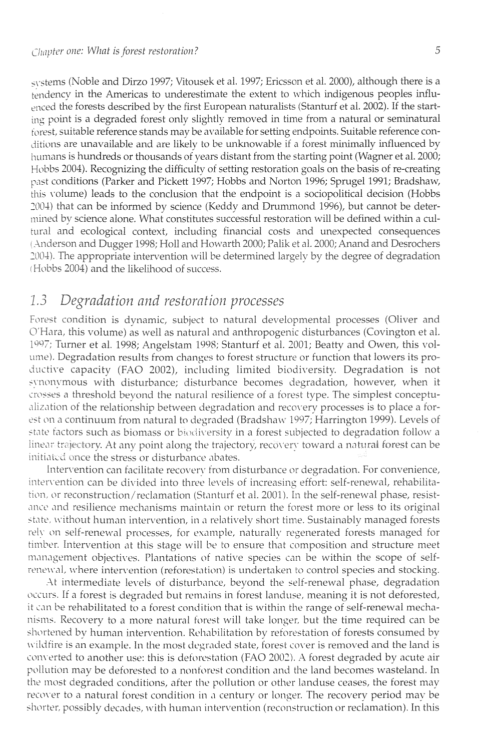systems (Noble and Dirzo 1997; Vitousek et al. 1997; Ericsson et al. 2000), although there is a tendency in the Americas to underestimate the extent to which indigenous peoples influenced the forests described by the first European naturalists (Stanturf et al. 2002). If the starting point is a degraded forest only slightly removed in time from a natural or seminatural forest, suitable reference stands may be available for setting endpoints. Suitable reference conditions are unavailable and are likely to be unknowable if a forest minimally influenced by humans is hundreds or thousands of years distant from the starting point (Wagner et al. 2000; Hobbs 2004). Recognizing the difficulty of setting restoration goals on the basis of re-creating past conditions (Parker and Pickett 1997; Hobbs and Norton 1996; Sprugel 1991; Bradshaw, this volume) leads to the conclusion that the endpoint is a sociopolitical decision (Hobbs 2004) that can be informed by science (Keddy and Drummond 1996), but cannot be determined by science alone. What constitutes successful restoration will be defined within a cultural and ecological context, including financial costs and unexpected consequences (Anderson and Dugger 1998; Holl and Howarth 2000; Palik et al. 2000; Anand and Desrochers 2004). The appropriate intervention will be determined largely by the degree of degradation (Hobbs 2004) and the likelihood of success.

## 1.3 Degradation and restoration processes

Forest condition is dynamic, subject to natural developmental processes (Oliver and O'Hara, this volume) as well as natural and anthropogenic disturbances (Covington et al. 1997; Turner et al. 1998; Angelstam 1998; Stanturf et al. 2001; Beatty and Owen, this volume). Degradation results from changes to forest structure or function that lowers its productive capacity (FAO 2002), including limited biodiversity. Degradation is not synonymous with disturbance; disturbance becomes degradation, however, when it crosses a threshold beyond the natural resilience of a forest type. The simplest conceptualization of the relationship between degradation and recovery processes is to place a forest on a continuum from natural to degraded (Bradshaw 1997; Harrington 1999). Levels of state factors such as biomass or biodiversity in a forest subjected to degradation follow a linear trajectory. At any point along the trajectory, recovery toward a natural forest can be initiated once the stress or disturbance abates.

Intervention can facilitate recovery from disturbance or degradation. For convenience, intervention can be divided into three levels of increasing effort: self-renewal, rehabilitation, or reconstruction/reclamation (Stanturf et al. 2001). In the self-renewal phase, resistance and resilience mechanisms maintain or return the forest more or less to its original state, without human intervention, in a relatively short time. Sustainably managed forests rely on self-renewal processes, for example, naturally regenerated forests managed for timber. Intervention at this stage will be to ensure that composition and structure meet management objectives. Plantations of native species can be within the scope of self-renewal, where intervention (reforestation) is undertaken to control species and stocking.

At intermediate levels of disturbance, beyond the self-renewal phase, degradation occurs. If a forest is degraded but remains in forest landuse, meaning it is not deforested, it can be rehabilitated to a forest condition that is within the range of self-renewal mechanisms. Recovery to a more natural forest will take longer, but the time required can be shortened by human intervention. Rehabilitation by reforestation of forests consumed by wildfire is an example. In the most degraded state, forest cover is removed and the land is converted to another use: this is deforestation (FAO 2002). A forest degraded by acute air pollution may be deforested to a nonforest condition and the land becomes wasteland. In the most degraded conditions, after the pollution or other landuse ceases, the forest may recover to a natural forest condition in a century or longer. The recovery period may be shorter, possibly decades, with human intervention (reconstruction or reclamation). In this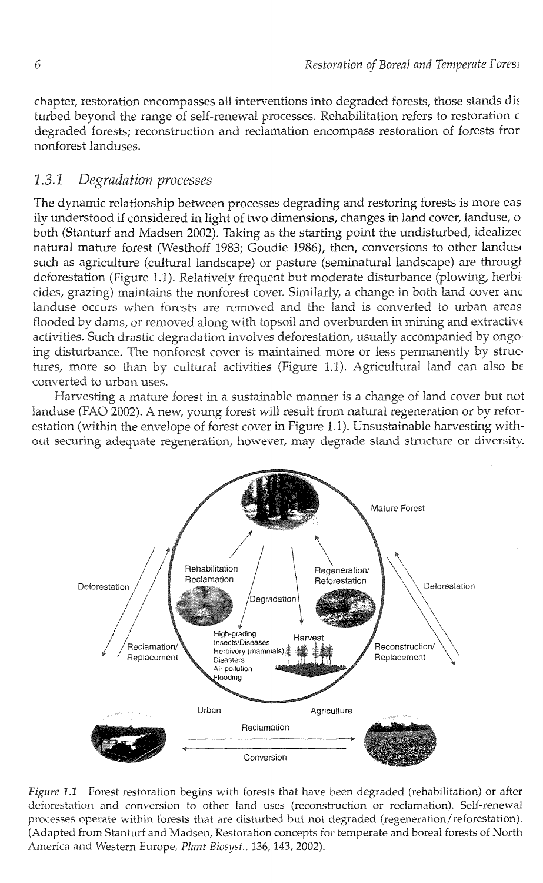chapter, restoration encompasses all interventions into degraded forests, those stands disturbed beyond the range of self-renewal processes. Rehabilitation refers to restoration of degraded forests; reconstruction and reclamation encompass restoration of forests from nonforest landuses.

### 1.3.1 Degradation processes

The dynamic relationship between processes degrading and restoring forests is more easily understood if considered in light of two dimensions, changes in land cover, landuse, or both (Stanturf and Madsen 2002). Taking as the starting point the undisturbed, idealized natural mature forest (Westhoff 1983; Goudie 1986), then, conversions to other landuse such as agriculture (cultural landscape) or pasture (seminatural landscape) are through deforestation (Figure 1.1). Relatively frequent but moderate disturbance (plowing, herbicides, grazing) maintains the nonforest cover. Similarly, a change in both land cover and landuse occurs when forests are removed and the land is converted to urban areas, flooded by dams, or removed along with topsoil and overburden in mining and extractive activities. Such drastic degradation involves deforestation, usually accompanied by ongoing disturbance. The nonforest cover is maintained more or less permanently by structures, more so than by cultural activities (Figure 1.1). Agricultural land can also be converted to urban uses.

Harvesting a mature forest in a sustainable manner is a change of land cover but not landuse (FAO 2002). A new, young forest will result from natural regeneration or by reforestation (within the envelope of forest cover in Figure 1.1). Unsustainable harvesting without securing adequate regeneration, however, may degrade stand structure or diversity.

*Figure 1.1* Forest restoration begins with forests that have been degraded (rehabilitation) or after deforestation and conversion to other land uses (reconstruction or reclamation). Self-renewal processes operate within forests that are disturbed but not degraded (regeneration/reforestation). (Adapted from Stanturf and Madsen, Restoration concepts for temperate and boreal forests of North America and Western Europe, *Plant Biosyst.*, 136, 143, 2002).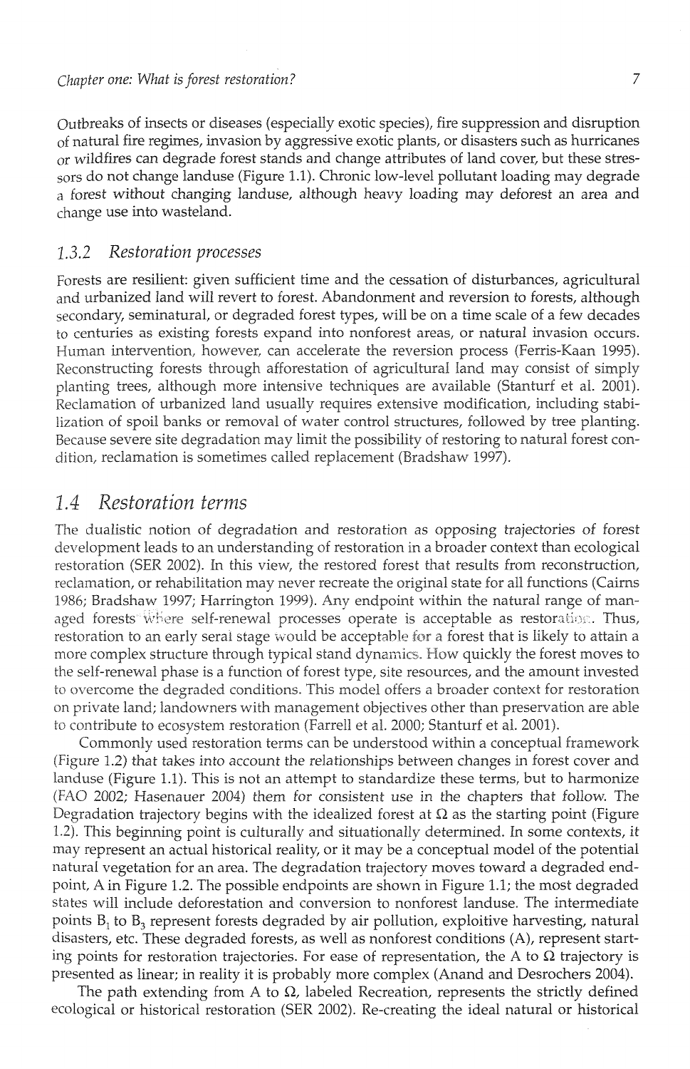Outbreaks of insects or diseases (especially exotic species), fire suppression and disruption of natural fire regimes, invasion by aggressive exotic plants, or disasters such as hurricanes or wildfires can degrade forest stands and change attributes of land cover, but these stressors do not change landuse (Figure 1.1). Chronic low-level pollutant loading may degrade a forest without changing landuse, although heavy loading may deforest an area and change use into wasteland.

### 1.3.2 Restoration processes

Forests are resilient: given sufficient time and the cessation of disturbances, agricultural and urbanized land will revert to forest. Abandonment and reversion to forests, although secondary, seminatural, or degraded forest types, will be on a time scale of a few decades to centuries as existing forests expand into nonforest areas, or natural invasion occurs. Human intervention, however, can accelerate the reversion process (Ferris-Kaan 1995). Reconstructing forests through afforestation of agricultural land may consist of simply planting trees, although more intensive techniques are available (Stanturf et al. 2001). Reclamation of urbanized land usually requires extensive modification, including stabilization of spoil banks or removal of water control structures, followed by tree planting. Because severe site degradation may limit the possibility of restoring to natural forest condition, reclamation is sometimes called replacement (Bradshaw 1997).

## 1.4 Restoration terms

The dualistic notion of degradation and restoration as opposing trajectories of forest development leads to an understanding of restoration in a broader context than ecological restoration (SER 2002). In this view, the restored forest that results from reconstruction, reclamation, or rehabilitation may never recreate the original state for all functions (Cairns 1986; Bradshaw 1997; Harrington 1999). Any endpoint within the natural range of managed forests where self-renewal processes operate is acceptable as restoration. Thus, restoration to an early seral stage would be acceptable for a forest that is likely to attain a more complex structure through typical stand dynamics. How quickly the forest moves to the self-renewal phase is a function of forest type, site resources, and the amount invested to overcome the degraded conditions. This model offers a broader context for restoration on private land; landowners with management objectives other than preservation are able to contribute to ecosystem restoration (Farrell et al. 2000; Stanturf et al. 2001).

Commonly used restoration terms can be understood within a conceptual framework (Figure 1.2) that takes into account the relationships between changes in forest cover and landuse (Figure 1.1). This is not an attempt to standardize these terms, but to harmonize (FAO 2002; Hasenauer 2004) them for consistent use in the chapters that follow. The Degradation trajectory begins with the idealized forest at $\Omega$ as the starting point (Figure 1.2). This beginning point is culturally and situationally determined. In some contexts, it may represent an actual historical reality, or it may be a conceptual model of the potential natural vegetation for an area. The degradation trajectory moves toward a degraded endpoint, A in Figure 1.2. The possible endpoints are shown in Figure 1.1; the most degraded states will include deforestation and conversion to nonforest landuse. The intermediate points $B_1$ to $B_3$ represent forests degraded by air pollution, exploitive harvesting, natural disasters, etc. These degraded forests, as well as nonforest conditions (A), represent starting points for restoration trajectories. For ease of representation, the A to $\Omega$ trajectory is presented as linear; in reality it is probably more complex (Anand and Desrochers 2004).

The path extending from A to $\Omega$, labeled Recreation, represents the strictly defined ecological or historical restoration (SER 2002). Re-creating the ideal natural or historical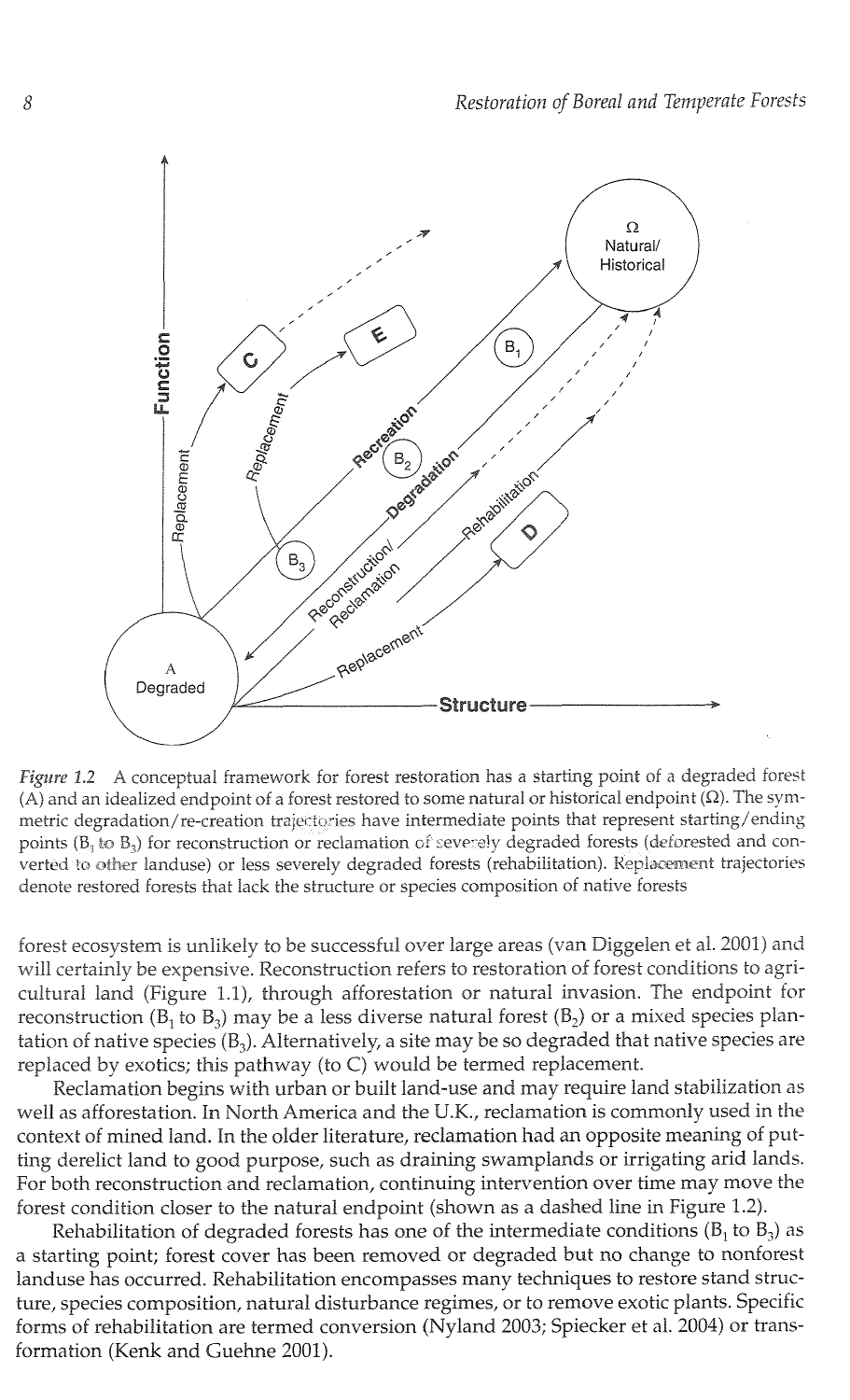*Figure 1.2* A conceptual framework for forest restoration has a starting point of a degraded forest (A) and an idealized endpoint of a forest restored to some natural or historical endpoint (Ω). The symmetric degradation/re-creation trajectories have intermediate points that represent starting/ending points ($B_1$ to $B_3$) for reconstruction or reclamation of severely degraded forests (deforested and converted to other landuse) or less severely degraded forests (rehabilitation). Replacement trajectories denote restored forests that lack the structure or species composition of native forests

forest ecosystem is unlikely to be successful over large areas (van Diggelen et al. 2001) and will certainly be expensive. Reconstruction refers to restoration of forest conditions to agricultural land (Figure 1.1), through afforestation or natural invasion. The endpoint for reconstruction ($B_1$ to $B_3$) may be a less diverse natural forest ($B_2$) or a mixed species plantation of native species ($B_3$). Alternatively, a site may be so degraded that native species are replaced by exotics; this pathway (to C) would be termed replacement.

Reclamation begins with urban or built land-use and may require land stabilization as well as afforestation. In North America and the U.K., reclamation is commonly used in the context of mined land. In the older literature, reclamation had an opposite meaning of putting derelict land to good purpose, such as draining swamplands or irrigating arid lands. For both reconstruction and reclamation, continuing intervention over time may move the forest condition closer to the natural endpoint (shown as a dashed line in Figure 1.2).

Rehabilitation of degraded forests has one of the intermediate conditions ($B_1$ to $B_3$) as a starting point; forest cover has been removed or degraded but no change to nonforest landuse has occurred. Rehabilitation encompasses many techniques to restore stand structure, species composition, natural disturbance regimes, or to remove exotic plants. Specific forms of rehabilitation are termed conversion (Nyland 2003; Spiecker et al. 2004) or transformation (Kenk and Guehne 2001).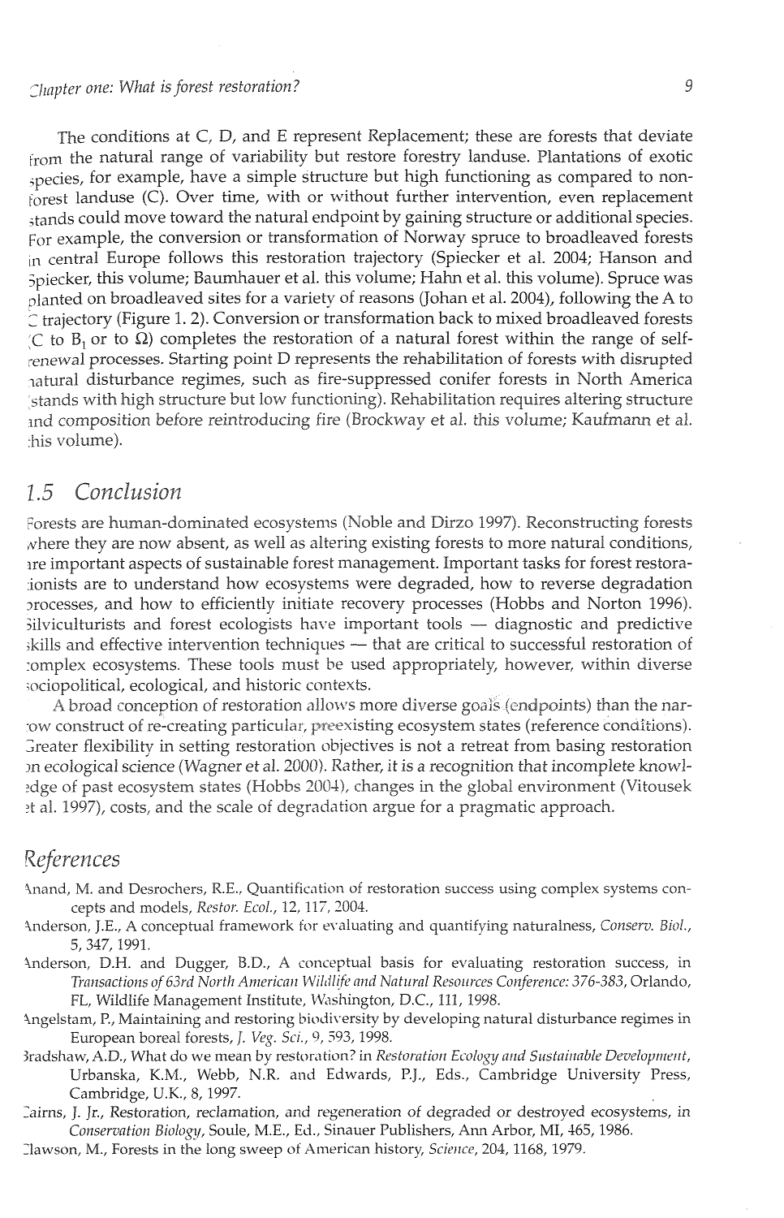The conditions at C, D, and E represent Replacement; these are forests that deviate from the natural range of variability but restore forestry landuse. Plantations of exotic species, for example, have a simple structure but high functioning as compared to non-forest landuse (C). Over time, with or without further intervention, even replacement stands could move toward the natural endpoint by gaining structure or additional species. For example, the conversion or transformation of Norway spruce to broadleaved forests in central Europe follows this restoration trajectory (Spiecker et al. 2004; Hanson and Spiecker, this volume; Baumhauer et al. this volume; Hahn et al. this volume). Spruce was planted on broadleaved sites for a variety of reasons (Johan et al. 2004), following the A to C trajectory (Figure 1. 2). Conversion or transformation back to mixed broadleaved forests (C to $B_1$ or to $\Omega$) completes the restoration of a natural forest within the range of self-renewal processes. Starting point D represents the rehabilitation of forests with disrupted natural disturbance regimes, such as fire-suppressed conifer forests in North America (stands with high structure but low functioning). Rehabilitation requires altering structure and composition before reintroducing fire (Brockway et al. this volume; Kaufmann et al. this volume).

## 1.5 Conclusion

Forests are human-dominated ecosystems (Noble and Dirzo 1997). Reconstructing forests where they are now absent, as well as altering existing forests to more natural conditions, are important aspects of sustainable forest management. Important tasks for forest restorationists are to understand how ecosystems were degraded, how to reverse degradation processes, and how to efficiently initiate recovery processes (Hobbs and Norton 1996). Silviculturists and forest ecologists have important tools — diagnostic and predictive skills and effective intervention techniques — that are critical to successful restoration of complex ecosystems. These tools must be used appropriately, however, within diverse sociopolitical, ecological, and historic contexts.

A broad conception of restoration allows more diverse goals (endpoints) than the narrow construct of re-creating particular, preexisting ecosystem states (reference conditions). Greater flexibility in setting restoration objectives is not a retreat from basing restoration on ecological science (Wagner et al. 2000). Rather, it is a recognition that incomplete knowledge of past ecosystem states (Hobbs 2004), changes in the global environment (Vitousek et al. 1997), costs, and the scale of degradation argue for a pragmatic approach.

## References

Anand, M. and Desrochers, R.E., Quantification of restoration success using complex systems concepts and models, *Restor. Ecol.*, 12, 117, 2004.

Anderson, J.E., A conceptual framework for evaluating and quantifying naturalness, *Conserv. Biol.*, 5, 347, 1991.

Anderson, D.H. and Dugger, B.D., A conceptual basis for evaluating restoration success, in *Transactions of 63rd North American Wildlife and Natural Resources Conference: 376-383*, Orlando, FL, Wildlife Management Institute, Washington, D.C., 111, 1998.

Angelstam, P., Maintaining and restoring biodiversity by developing natural disturbance regimes in European boreal forests, *J. Veg. Sci.*, 9, 593, 1998.

Bradshaw, A.D., What do we mean by restoration? in *Restoration Ecology and Sustainable Development*, Urbanska, K.M., Webb, N.R. and Edwards, P.J., Eds., Cambridge University Press, Cambridge, U.K., 8, 1997.

Cairns, J. Jr., Restoration, reclamation, and regeneration of degraded or destroyed ecosystems, in *Conservation Biology*, Soule, M.E., Ed., Sinauer Publishers, Ann Arbor, MI, 465, 1986.

Clawson, M., Forests in the long sweep of American history, *Science*, 204, 1168, 1979.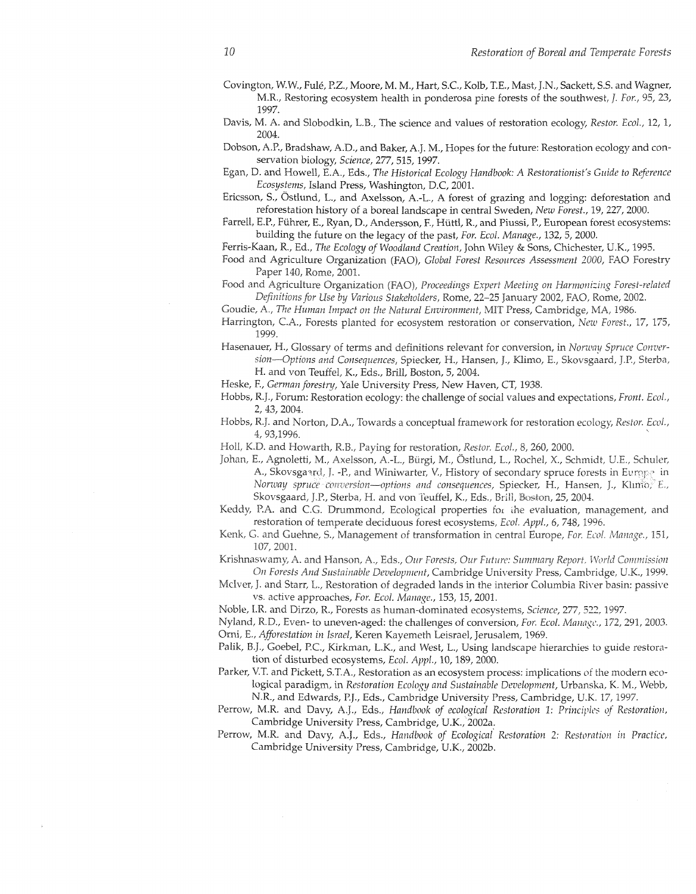Covington, W.W., Fulé, P.Z., Moore, M. M., Hart, S.C., Kolb, T.E., Mast, J.N., Sackett, S.S. and Wagner, M.R., Restoring ecosystem health in ponderosa pine forests of the southwest, *J. For.*, 95, 23, 1997.

Davis, M. A. and Slobodkin, L.B., The science and values of restoration ecology, *Restor. Ecol.*, 12, 1, 2004.

Dobson, A.P., Bradshaw, A.D., and Baker, A.J. M., Hopes for the future: Restoration ecology and conservation biology, *Science*, 277, 515, 1997.

Egan, D. and Howell, E.A., Eds., *The Historical Ecology Handbook: A Restorationist's Guide to Reference Ecosystems*, Island Press, Washington, D.C, 2001.

Ericsson, S., Östlund, L., and Axelsson, A.-L., A forest of grazing and logging: deforestation and reforestation history of a boreal landscape in central Sweden, *New Forest.*, 19, 227, 2000.

Farrell, E.P., Führer, E., Ryan, D., Andersson, F., Hüttl, R., and Piussi, P., European forest ecosystems: building the future on the legacy of the past, *For. Ecol. Manage.*, 132, 5, 2000.

Ferris-Kaan, R., Ed., *The Ecology of Woodland Creation*, John Wiley & Sons, Chichester, U.K., 1995.

Food and Agriculture Organization (FAO), *Global Forest Resources Assessment 2000*, FAO Forestry Paper 140, Rome, 2001.

Food and Agriculture Organization (FAO), *Proceedings Expert Meeting on Harmonizing Forest-related Definitions for Use by Various Stakeholders*, Rome, 22–25 January 2002, FAO, Rome, 2002.

Goudie, A., *The Human Impact on the Natural Environment*, MIT Press, Cambridge, MA, 1986.

Harrington, C.A., Forests planted for ecosystem restoration or conservation, *New Forest.*, 17, 175, 1999.

Hasenauer, H., Glossary of terms and definitions relevant for conversion, in *Norway Spruce Conversion—Options and Consequences*, Spiecker, H., Hansen, J., Klimo, E., Skovsgaard, J.P., Sterba, H. and von Teuffel, K., Eds., Brill, Boston, 5, 2004.

Heske, F., *German forestry*, Yale University Press, New Haven, CT, 1938.

Hobbs, R.J., Forum: Restoration ecology: the challenge of social values and expectations, *Front. Ecol.*, 2, 43, 2004.

Hobbs, R.J. and Norton, D.A., Towards a conceptual framework for restoration ecology, *Restor. Ecol.*, 4, 93,1996.

Holl, K.D. and Howarth, R.B., Paying for restoration, *Restor. Ecol.*, 8, 260, 2000.

Johan, E., Agnoletti, M., Axelsson, A.-L., Bürgi, M., Östlund, L., Rochel, X., Schmidt, U.E., Schuler, A., Skovsgaard, J. -P., and Winiwarter, V., History of secondary spruce forests in Europe in *Norway spruce conversion—options and consequences*, Spiecker, H., Hansen, J., Klimo, E., Skovsgaard, J.P., Sterba, H. and von Teuffel, K., Eds., Brill, Boston, 25, 2004.

Keddy, P.A. and C.G. Drummond, Ecological properties for the evaluation, management, and restoration of temperate deciduous forest ecosystems, *Ecol. Appl.*, 6, 748, 1996.

Kenk, G. and Guehne, S., Management of transformation in central Europe, *For. Ecol. Manage.*, 151, 107, 2001.

Krishnaswamy, A. and Hanson, A., Eds., *Our Forests, Our Future: Summary Report. World Commission On Forests And Sustainable Development*, Cambridge University Press, Cambridge, U.K., 1999.

McIver, J. and Starr, L., Restoration of degraded lands in the interior Columbia River basin: passive vs. active approaches, *For. Ecol. Manage.*, 153, 15, 2001.

Noble, I.R. and Dirzo, R., Forests as human-dominated ecosystems, *Science*, 277, 522, 1997.

Nyland, R.D., Even- to uneven-aged: the challenges of conversion, *For. Ecol. Manage.*, 172, 291, 2003.

Orni, E., *Afforestation in Israel*, Keren Kayemeth Leisrael, Jerusalem, 1969.

Palik, B.J., Goebel, P.C., Kirkman, L.K., and West, L., Using landscape hierarchies to guide restoration of disturbed ecosystems, *Ecol. Appl.*, 10, 189, 2000.

Parker, V.T. and Pickett, S.T.A., Restoration as an ecosystem process: implications of the modern ecological paradigm, in *Restoration Ecology and Sustainable Development*, Urbanska, K. M., Webb, N.R., and Edwards, P.J., Eds., Cambridge University Press, Cambridge, U.K. 17, 1997.

Perrow, M.R. and Davy, A.J., Eds., *Handbook of ecological Restoration 1: Principles of Restoration*, Cambridge University Press, Cambridge, U.K., 2002a.

Perrow, M.R. and Davy, A.J., Eds., *Handbook of Ecological Restoration 2: Restoration in Practice*, Cambridge University Press, Cambridge, U.K., 2002b.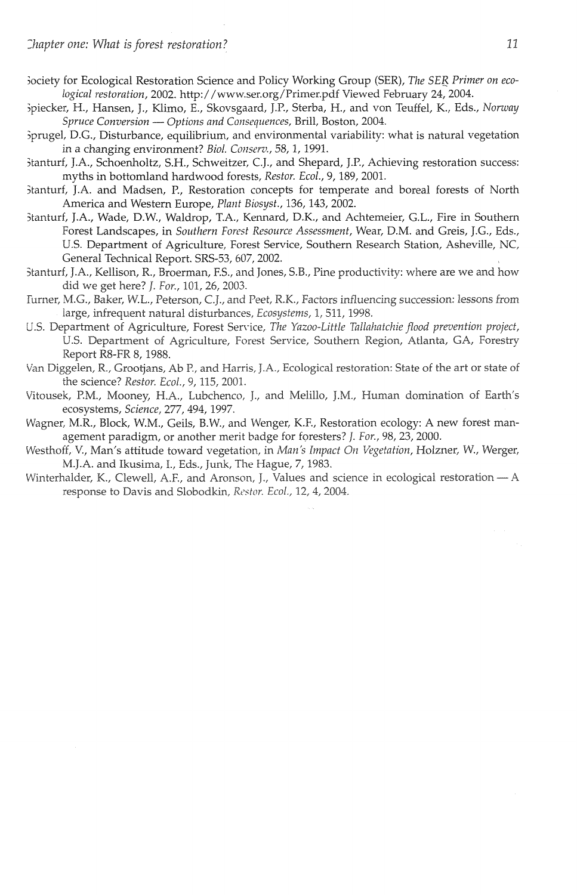Society for Ecological Restoration Science and Policy Working Group (SER), *The SER Primer on ecological restoration*, 2002. http://www.ser.org/Primer.pdf Viewed February 24, 2004.

Spiecker, H., Hansen, J., Klimo, E., Skovsgaard, J.P., Sterba, H., and von Teuffel, K., Eds., *Norway Spruce Conversion — Options and Consequences*, Brill, Boston, 2004.

Sprugel, D.G., Disturbance, equilibrium, and environmental variability: what is natural vegetation in a changing environment? *Biol. Conserv.*, 58, 1, 1991.

Stanturf, J.A., Schoenholtz, S.H., Schweitzer, C.J., and Shepard, J.P., Achieving restoration success: myths in bottomland hardwood forests, *Restor. Ecol.*, 9, 189, 2001.

Stanturf, J.A. and Madsen, P., Restoration concepts for temperate and boreal forests of North America and Western Europe, *Plant Biosyst.*, 136, 143, 2002.

Stanturf, J.A., Wade, D.W., Waldrop, T.A., Kennard, D.K., and Achtemeier, G.L., Fire in Southern Forest Landscapes, in *Southern Forest Resource Assessment*, Wear, D.M. and Greis, J.G., Eds., U.S. Department of Agriculture, Forest Service, Southern Research Station, Asheville, NC, General Technical Report. SRS-53, 607, 2002.

Stanturf, J.A., Kellison, R., Broerman, F.S., and Jones, S.B., Pine productivity: where are we and how did we get here? *J. For.*, 101, 26, 2003.

Turner, M.G., Baker, W.L., Peterson, C.J., and Peet, R.K., Factors influencing succession: lessons from large, infrequent natural disturbances, *Ecosystems*, 1, 511, 1998.

U.S. Department of Agriculture, Forest Service, *The Yazoo-Little Tallahatchie flood prevention project*, U.S. Department of Agriculture, Forest Service, Southern Region, Atlanta, GA, Forestry Report R8-FR 8, 1988.

Van Diggelen, R., Grootjans, Ab P., and Harris, J.A., Ecological restoration: State of the art or state of the science? *Restor. Ecol.*, 9, 115, 2001.

Vitousek, P.M., Mooney, H.A., Lubchenco, J., and Melillo, J.M., Human domination of Earth's ecosystems, *Science*, 277, 494, 1997.

Wagner, M.R., Block, W.M., Geils, B.W., and Wenger, K.F., Restoration ecology: A new forest management paradigm, or another merit badge for foresters? *J. For.*, 98, 23, 2000.

Westhoff, V., Man's attitude toward vegetation, in *Man's Impact On Vegetation*, Holzner, W., Werger, M.J.A. and Ikusima, I., Eds., Junk, The Hague, 7, 1983.

Winterhalder, K., Clewell, A.F., and Aronson, J., Values and science in ecological restoration — A response to Davis and Slobodkin, *Restor. Ecol.*, 12, 4, 2004.